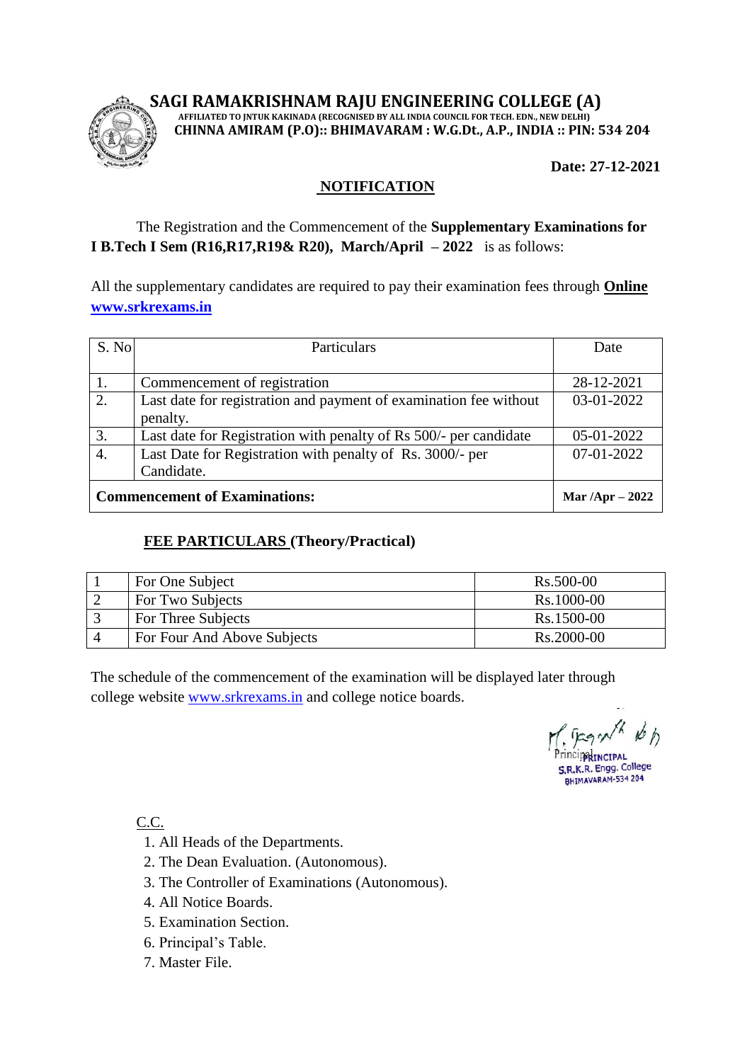# SAGI RAMAKRISHNAM RAJU ENGINEERING COLLEGE (A)

**AFFILIATED TO JNTUK KAKINADA (RECOGNISED BY ALL INDIA COUNCIL FOR TECH. EDN., NEW DELHI)**

**CHINNA AMIRAM (P.O):: BHIMAVARAM : W.G.Dt., A.P., INDIA :: PIN: 534 204**

**Date: 27-12-2021**

## NOTIFICATION

The Registration and the Commencement of the **Supplementary Examinations for I B.Tech I Sem (R16,R17,R19& R20), March/April – 2022** is as follows:

All the supplementary candidates are required to pay their examination fees through **Online** **www.srkrexams.in**

| S. No | Particulars | Date |
|---|---|---|
| 1. | Commencement of registration | 28-12-2021 |
| 2. | Last date for registration and payment of examination fee without penalty. | 03-01-2022 |
| 3. | Last date for Registration with penalty of Rs 500/- per candidate | 05-01-2022 |
| 4. | Last Date for Registration with penalty of Rs. 3000/- per Candidate. | 07-01-2022 |
| **Commencement of Examinations:** | | **Mar /Apr – 2022** |

### FEE PARTICULARS (Theory/Practical)

| | | |
|---|---|---|
| 1 | For One Subject | Rs.500-00 |
| 2 | For Two Subjects | Rs.1000-00 |
| 3 | For Three Subjects | Rs.1500-00 |
| 4 | For Four And Above Subjects | Rs.2000-00 |

The schedule of the commencement of the examination will be displayed later through college website www.srkrexams.in and college notice boards.

Principal
PRINCIPAL
S.R.K.R. Engg. College
BHIMAVARAM-534 204

C.C.

1. All Heads of the Departments.
2. The Dean Evaluation. (Autonomous).
3. The Controller of Examinations (Autonomous).
4. All Notice Boards.
5. Examination Section.
6. Principal's Table.
7. Master File.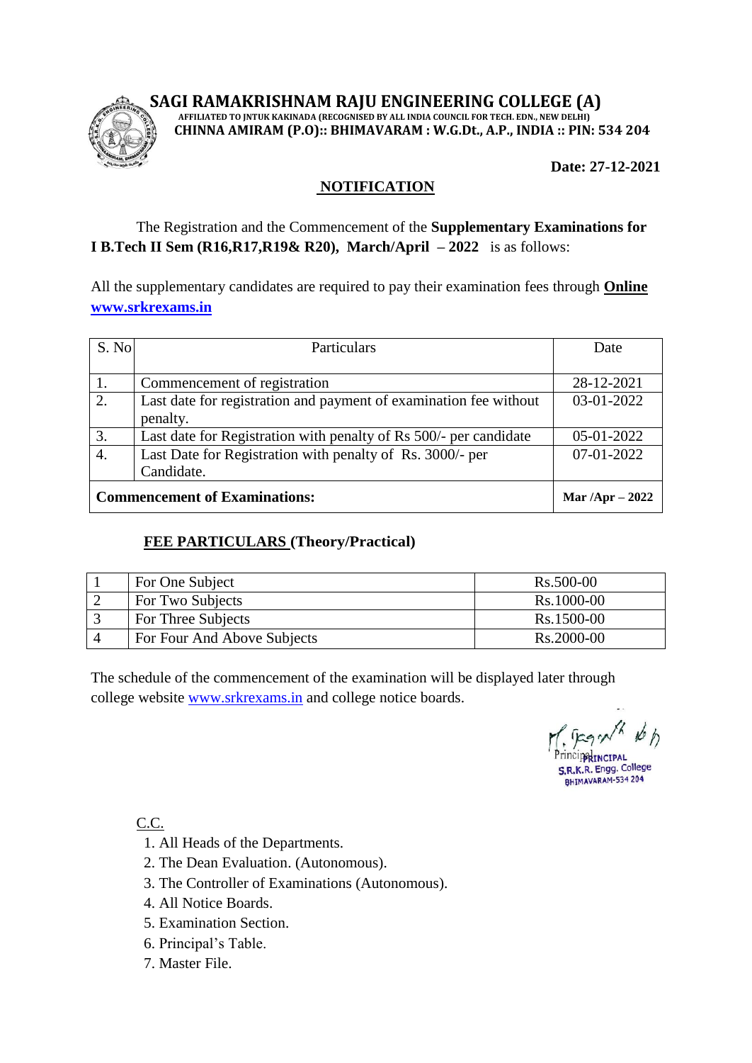# SAGI RAMAKRISHNAM RAJU ENGINEERING COLLEGE (A)

**AFFILIATED TO JNTUK KAKINADA (RECOGNISED BY ALL INDIA COUNCIL FOR TECH. EDN., NEW DELHI)**

**CHINNA AMIRAM (P.O):: BHIMAVARAM : W.G.Dt., A.P., INDIA :: PIN: 534 204**

**Date: 27-12-2021**

## NOTIFICATION

The Registration and the Commencement of the **Supplementary Examinations for I B.Tech II Sem (R16,R17,R19& R20), March/April – 2022** is as follows:

All the supplementary candidates are required to pay their examination fees through **Online** **www.srkrexams.in**

| S. No | Particulars | Date |
|---|---|---|
| 1. | Commencement of registration | 28-12-2021 |
| 2. | Last date for registration and payment of examination fee without penalty. | 03-01-2022 |
| 3. | Last date for Registration with penalty of Rs 500/- per candidate | 05-01-2022 |
| 4. | Last Date for Registration with penalty of Rs. 3000/- per Candidate. | 07-01-2022 |
| **Commencement of Examinations:** | | **Mar /Apr – 2022** |

### FEE PARTICULARS (Theory/Practical)

| | | |
|---|---|---|
| 1 | For One Subject | Rs.500-00 |
| 2 | For Two Subjects | Rs.1000-00 |
| 3 | For Three Subjects | Rs.1500-00 |
| 4 | For Four And Above Subjects | Rs.2000-00 |

The schedule of the commencement of the examination will be displayed later through college website www.srkrexams.in and college notice boards.

Principal
PRINCIPAL
S.R.K.R. Engg. College
BHIMAVARAM-534 204

C.C.

1. All Heads of the Departments.
2. The Dean Evaluation. (Autonomous).
3. The Controller of Examinations (Autonomous).
4. All Notice Boards.
5. Examination Section.
6. Principal's Table.
7. Master File.